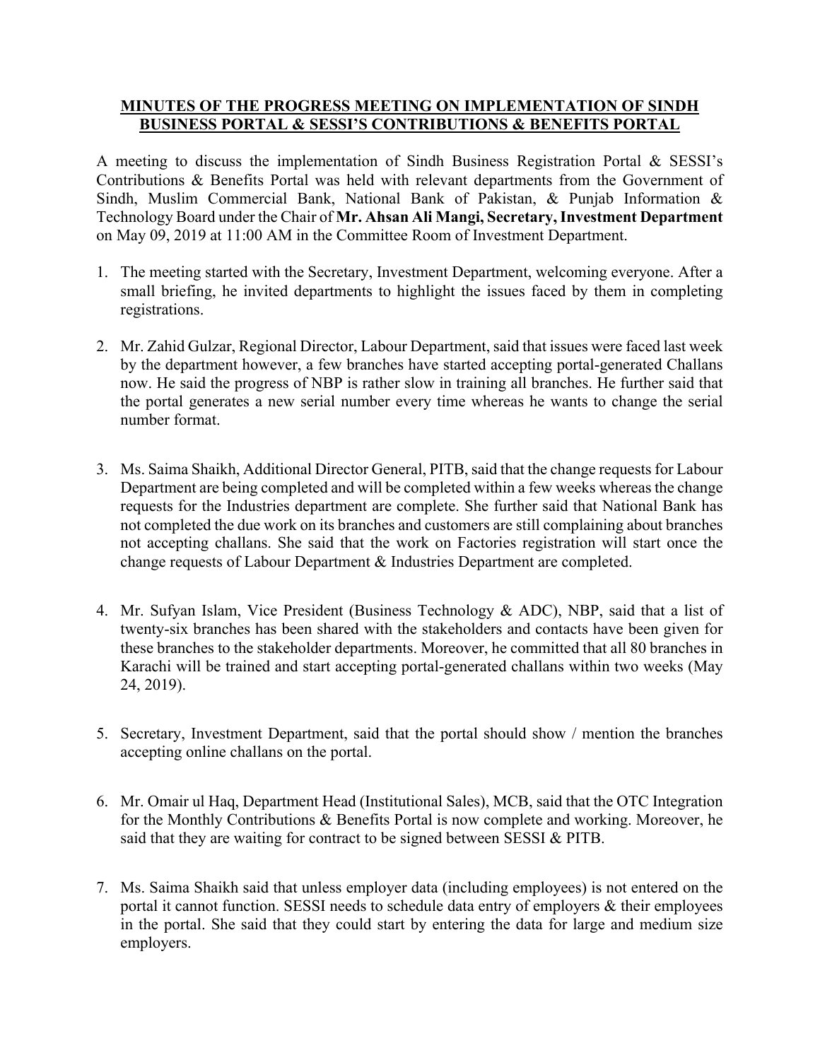# MINUTES OF THE PROGRESS MEETING ON IMPLEMENTATION OF SINDH BUSINESS PORTAL & SESSI'S CONTRIBUTIONS & BENEFITS PORTAL

A meeting to discuss the implementation of Sindh Business Registration Portal & SESSI's Contributions & Benefits Portal was held with relevant departments from the Government of Sindh, Muslim Commercial Bank, National Bank of Pakistan, & Punjab Information & Technology Board under the Chair of **Mr. Ahsan Ali Mangi, Secretary, Investment Department** on May 09, 2019 at 11:00 AM in the Committee Room of Investment Department.

1. The meeting started with the Secretary, Investment Department, welcoming everyone. After a small briefing, he invited departments to highlight the issues faced by them in completing registrations.

2. Mr. Zahid Gulzar, Regional Director, Labour Department, said that issues were faced last week by the department however, a few branches have started accepting portal-generated Challans now. He said the progress of NBP is rather slow in training all branches. He further said that the portal generates a new serial number every time whereas he wants to change the serial number format.

3. Ms. Saima Shaikh, Additional Director General, PITB, said that the change requests for Labour Department are being completed and will be completed within a few weeks whereas the change requests for the Industries department are complete. She further said that National Bank has not completed the due work on its branches and customers are still complaining about branches not accepting challans. She said that the work on Factories registration will start once the change requests of Labour Department & Industries Department are completed.

4. Mr. Sufyan Islam, Vice President (Business Technology & ADC), NBP, said that a list of twenty-six branches has been shared with the stakeholders and contacts have been given for these branches to the stakeholder departments. Moreover, he committed that all 80 branches in Karachi will be trained and start accepting portal-generated challans within two weeks (May 24, 2019).

5. Secretary, Investment Department, said that the portal should show / mention the branches accepting online challans on the portal.

6. Mr. Omair ul Haq, Department Head (Institutional Sales), MCB, said that the OTC Integration for the Monthly Contributions & Benefits Portal is now complete and working. Moreover, he said that they are waiting for contract to be signed between SESSI & PITB.

7. Ms. Saima Shaikh said that unless employer data (including employees) is not entered on the portal it cannot function. SESSI needs to schedule data entry of employers & their employees in the portal. She said that they could start by entering the data for large and medium size employers.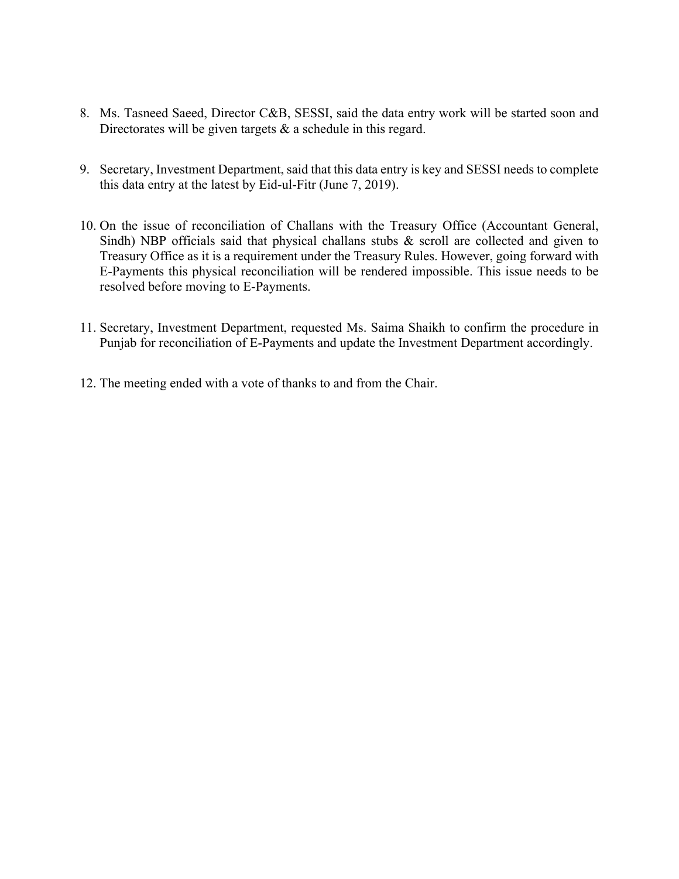8. Ms. Tasneed Saeed, Director C&B, SESSI, said the data entry work will be started soon and Directorates will be given targets & a schedule in this regard.

9. Secretary, Investment Department, said that this data entry is key and SESSI needs to complete this data entry at the latest by Eid-ul-Fitr (June 7, 2019).

10. On the issue of reconciliation of Challans with the Treasury Office (Accountant General, Sindh) NBP officials said that physical challans stubs & scroll are collected and given to Treasury Office as it is a requirement under the Treasury Rules. However, going forward with E-Payments this physical reconciliation will be rendered impossible. This issue needs to be resolved before moving to E-Payments.

11. Secretary, Investment Department, requested Ms. Saima Shaikh to confirm the procedure in Punjab for reconciliation of E-Payments and update the Investment Department accordingly.

12. The meeting ended with a vote of thanks to and from the Chair.